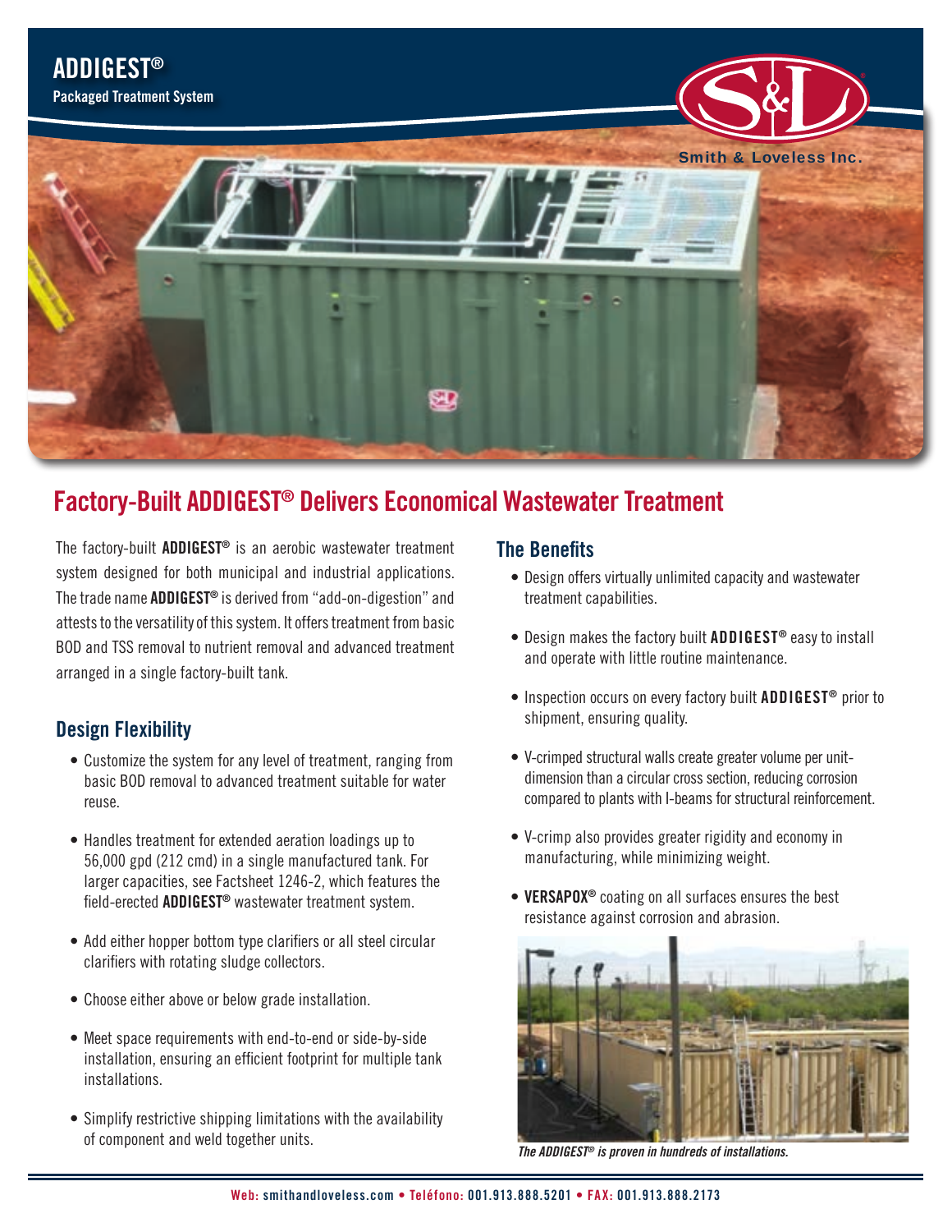# ADDIGEST®

**Packaged Treatment System**

Smith & Loveless Inc.

## Factory-Built ADDIGEST® Delivers Economical Wastewater Treatment

The factory-built **ADDIGEST®** is an aerobic wastewater treatment system designed for both municipal and industrial applications. The trade name **ADDIGEST®** is derived from "add-on-digestion" and attests to the versatility of this system. It offers treatment from basic BOD and TSS removal to nutrient removal and advanced treatment arranged in a single factory-built tank.

### Design Flexibility

- Customize the system for any level of treatment, ranging from basic BOD removal to advanced treatment suitable for water reuse.
- Handles treatment for extended aeration loadings up to 56,000 gpd (212 cmd) in a single manufactured tank. For larger capacities, see Factsheet 1246-2, which features the field-erected **ADDIGEST®** wastewater treatment system.
- Add either hopper bottom type clarifiers or all steel circular clarifiers with rotating sludge collectors.
- Choose either above or below grade installation.
- Meet space requirements with end-to-end or side-by-side installation, ensuring an efficient footprint for multiple tank installations.
- Simplify restrictive shipping limitations with the availability of component and weld together units.

### The Benefits

- Design offers virtually unlimited capacity and wastewater treatment capabilities.
- Design makes the factory built **ADDIGEST®** easy to install and operate with little routine maintenance.
- Inspection occurs on every factory built **ADDIGEST®** prior to shipment, ensuring quality.
- V-crimped structural walls create greater volume per unit-dimension than a circular cross section, reducing corrosion compared to plants with I-beams for structural reinforcement.
- V-crimp also provides greater rigidity and economy in manufacturing, while minimizing weight.
- **VERSAPOX®** coating on all surfaces ensures the best resistance against corrosion and abrasion.

*The ADDIGEST® is proven in hundreds of installations.*

**Web:** smithandloveless.com • **Teléfono:** 001.913.888.5201 • **FAX:** 001.913.888.2173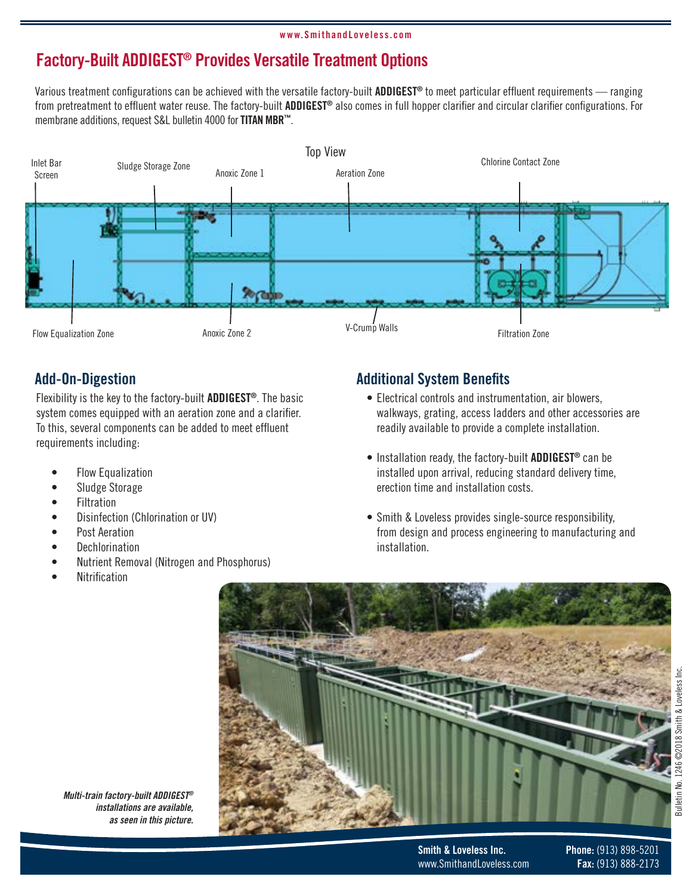# Factory-Built ADDIGEST® Provides Versatile Treatment Options

Various treatment configurations can be achieved with the versatile factory-built **ADDIGEST®** to meet particular effluent requirements — ranging from pretreatment to effluent water reuse. The factory-built **ADDIGEST®** also comes in full hopper clarifier and circular clarifier configurations. For membrane additions, request S&L bulletin 4000 for **TITAN MBR™**.

Top View

Inlet Bar Screen

Sludge Storage Zone

Anoxic Zone 1

Aeration Zone

Chlorine Contact Zone

Flow Equalization Zone

Anoxic Zone 2

V-Crump Walls

Filtration Zone

## Add-On-Digestion

Flexibility is the key to the factory-built **ADDIGEST®**. The basic system comes equipped with an aeration zone and a clarifier. To this, several components can be added to meet effluent requirements including:

- Flow Equalization
- Sludge Storage
- Filtration
- Disinfection (Chlorination or UV)
- Post Aeration
- Dechlorination
- Nutrient Removal (Nitrogen and Phosphorus)
- Nitrification

## Additional System Benefits

- Electrical controls and instrumentation, air blowers, walkways, grating, access ladders and other accessories are readily available to provide a complete installation.
- Installation ready, the factory-built **ADDIGEST®** can be installed upon arrival, reducing standard delivery time, erection time and installation costs.
- Smith & Loveless provides single-source responsibility, from design and process engineering to manufacturing and installation.

*Multi-train factory-built ADDIGEST® installations are available, as seen in this picture.*

Bulletin No. 1246 ©2018 Smith & Loveless Inc.

**Smith & Loveless Inc.**
www.SmithandLoveless.com

**Phone:** (913) 898-5201
**Fax:** (913) 888-2173